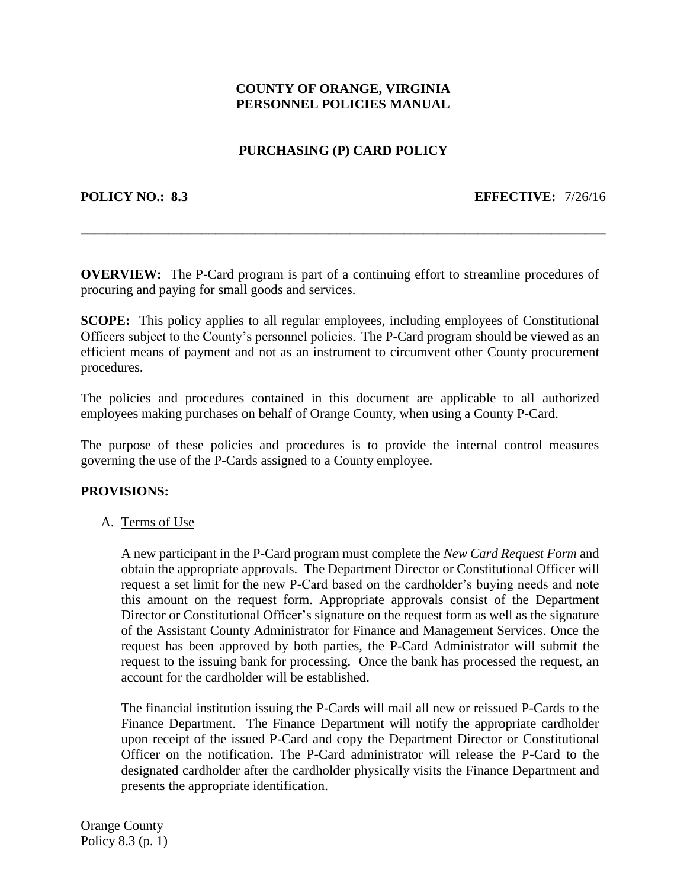**COUNTY OF ORANGE, VIRGINIA**
**PERSONNEL POLICIES MANUAL**

**PURCHASING (P) CARD POLICY**

**POLICY NO.: 8.3** **EFFECTIVE:** 7/26/16

---

**OVERVIEW:** The P-Card program is part of a continuing effort to streamline procedures of procuring and paying for small goods and services.

**SCOPE:** This policy applies to all regular employees, including employees of Constitutional Officers subject to the County's personnel policies. The P-Card program should be viewed as an efficient means of payment and not as an instrument to circumvent other County procurement procedures.

The policies and procedures contained in this document are applicable to all authorized employees making purchases on behalf of Orange County, when using a County P-Card.

The purpose of these policies and procedures is to provide the internal control measures governing the use of the P-Cards assigned to a County employee.

**PROVISIONS:**

A. Terms of Use

A new participant in the P-Card program must complete the *New Card Request Form* and obtain the appropriate approvals. The Department Director or Constitutional Officer will request a set limit for the new P-Card based on the cardholder's buying needs and note this amount on the request form. Appropriate approvals consist of the Department Director or Constitutional Officer's signature on the request form as well as the signature of the Assistant County Administrator for Finance and Management Services. Once the request has been approved by both parties, the P-Card Administrator will submit the request to the issuing bank for processing. Once the bank has processed the request, an account for the cardholder will be established.

The financial institution issuing the P-Cards will mail all new or reissued P-Cards to the Finance Department. The Finance Department will notify the appropriate cardholder upon receipt of the issued P-Card and copy the Department Director or Constitutional Officer on the notification. The P-Card administrator will release the P-Card to the designated cardholder after the cardholder physically visits the Finance Department and presents the appropriate identification.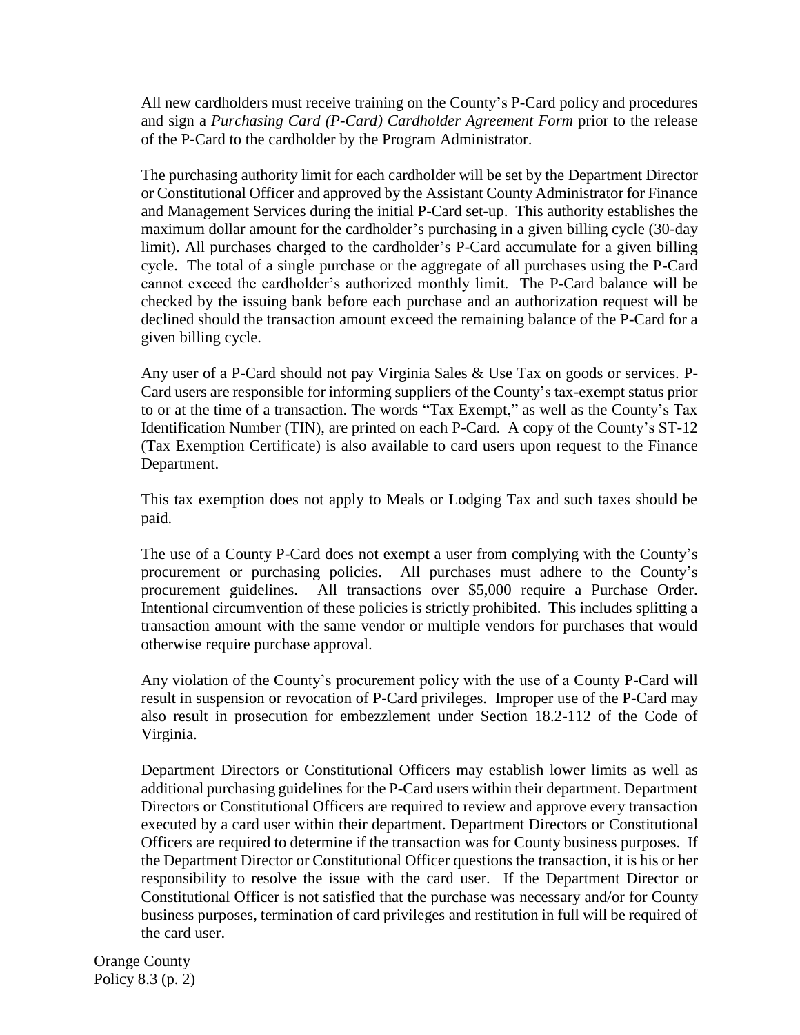All new cardholders must receive training on the County's P-Card policy and procedures and sign a *Purchasing Card (P-Card) Cardholder Agreement Form* prior to the release of the P-Card to the cardholder by the Program Administrator.

The purchasing authority limit for each cardholder will be set by the Department Director or Constitutional Officer and approved by the Assistant County Administrator for Finance and Management Services during the initial P-Card set-up. This authority establishes the maximum dollar amount for the cardholder's purchasing in a given billing cycle (30-day limit). All purchases charged to the cardholder's P-Card accumulate for a given billing cycle. The total of a single purchase or the aggregate of all purchases using the P-Card cannot exceed the cardholder's authorized monthly limit. The P-Card balance will be checked by the issuing bank before each purchase and an authorization request will be declined should the transaction amount exceed the remaining balance of the P-Card for a given billing cycle.

Any user of a P-Card should not pay Virginia Sales & Use Tax on goods or services. P-Card users are responsible for informing suppliers of the County's tax-exempt status prior to or at the time of a transaction. The words "Tax Exempt," as well as the County's Tax Identification Number (TIN), are printed on each P-Card. A copy of the County's ST-12 (Tax Exemption Certificate) is also available to card users upon request to the Finance Department.

This tax exemption does not apply to Meals or Lodging Tax and such taxes should be paid.

The use of a County P-Card does not exempt a user from complying with the County's procurement or purchasing policies. All purchases must adhere to the County's procurement guidelines. All transactions over $5,000 require a Purchase Order. Intentional circumvention of these policies is strictly prohibited. This includes splitting a transaction amount with the same vendor or multiple vendors for purchases that would otherwise require purchase approval.

Any violation of the County's procurement policy with the use of a County P-Card will result in suspension or revocation of P-Card privileges. Improper use of the P-Card may also result in prosecution for embezzlement under Section 18.2-112 of the Code of Virginia.

Department Directors or Constitutional Officers may establish lower limits as well as additional purchasing guidelines for the P-Card users within their department. Department Directors or Constitutional Officers are required to review and approve every transaction executed by a card user within their department. Department Directors or Constitutional Officers are required to determine if the transaction was for County business purposes. If the Department Director or Constitutional Officer questions the transaction, it is his or her responsibility to resolve the issue with the card user. If the Department Director or Constitutional Officer is not satisfied that the purchase was necessary and/or for County business purposes, termination of card privileges and restitution in full will be required of the card user.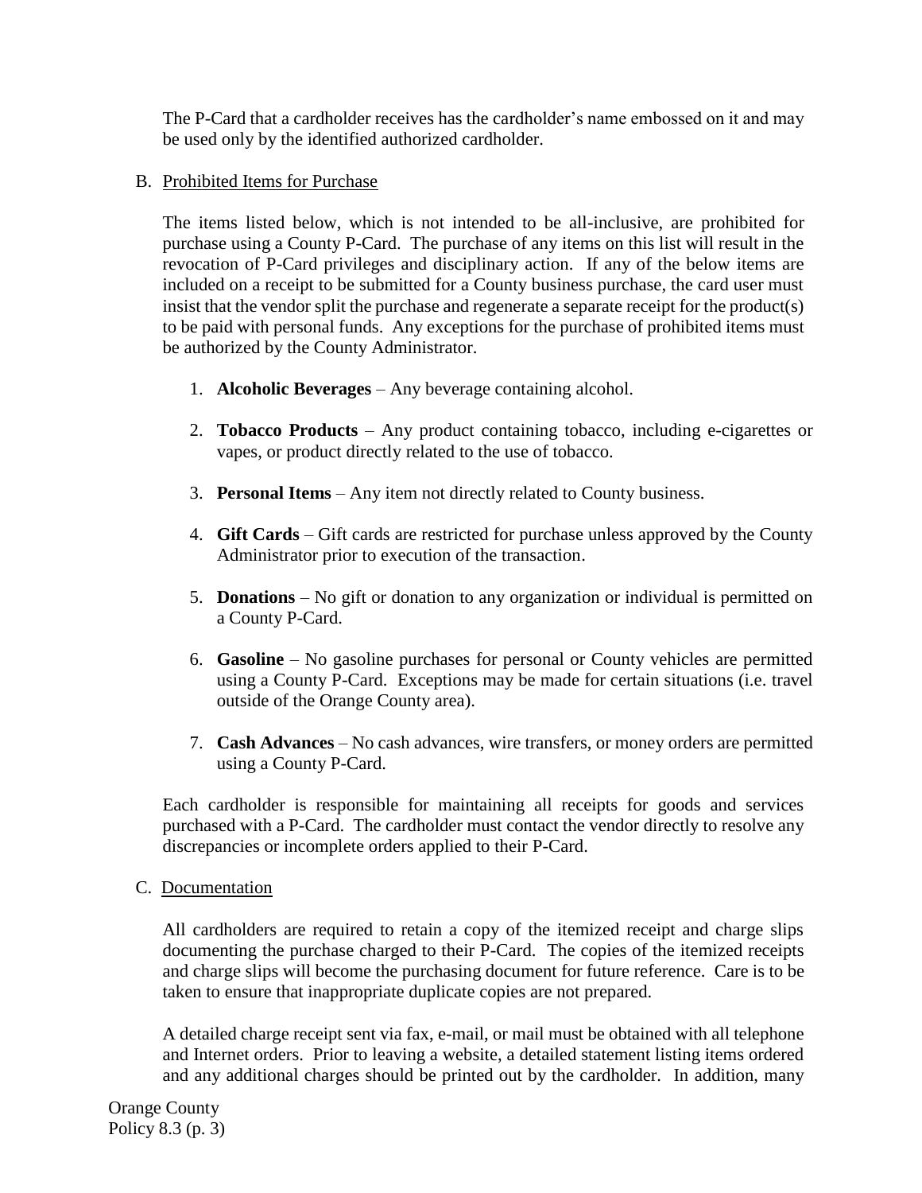The P-Card that a cardholder receives has the cardholder's name embossed on it and may be used only by the identified authorized cardholder.

B. Prohibited Items for Purchase

The items listed below, which is not intended to be all-inclusive, are prohibited for purchase using a County P-Card. The purchase of any items on this list will result in the revocation of P-Card privileges and disciplinary action. If any of the below items are included on a receipt to be submitted for a County business purchase, the card user must insist that the vendor split the purchase and regenerate a separate receipt for the product(s) to be paid with personal funds. Any exceptions for the purchase of prohibited items must be authorized by the County Administrator.

1. **Alcoholic Beverages** – Any beverage containing alcohol.

2. **Tobacco Products** – Any product containing tobacco, including e-cigarettes or vapes, or product directly related to the use of tobacco.

3. **Personal Items** – Any item not directly related to County business.

4. **Gift Cards** – Gift cards are restricted for purchase unless approved by the County Administrator prior to execution of the transaction.

5. **Donations** – No gift or donation to any organization or individual is permitted on a County P-Card.

6. **Gasoline** – No gasoline purchases for personal or County vehicles are permitted using a County P-Card. Exceptions may be made for certain situations (i.e. travel outside of the Orange County area).

7. **Cash Advances** – No cash advances, wire transfers, or money orders are permitted using a County P-Card.

Each cardholder is responsible for maintaining all receipts for goods and services purchased with a P-Card. The cardholder must contact the vendor directly to resolve any discrepancies or incomplete orders applied to their P-Card.

C. Documentation

All cardholders are required to retain a copy of the itemized receipt and charge slips documenting the purchase charged to their P-Card. The copies of the itemized receipts and charge slips will become the purchasing document for future reference. Care is to be taken to ensure that inappropriate duplicate copies are not prepared.

A detailed charge receipt sent via fax, e-mail, or mail must be obtained with all telephone and Internet orders. Prior to leaving a website, a detailed statement listing items ordered and any additional charges should be printed out by the cardholder. In addition, many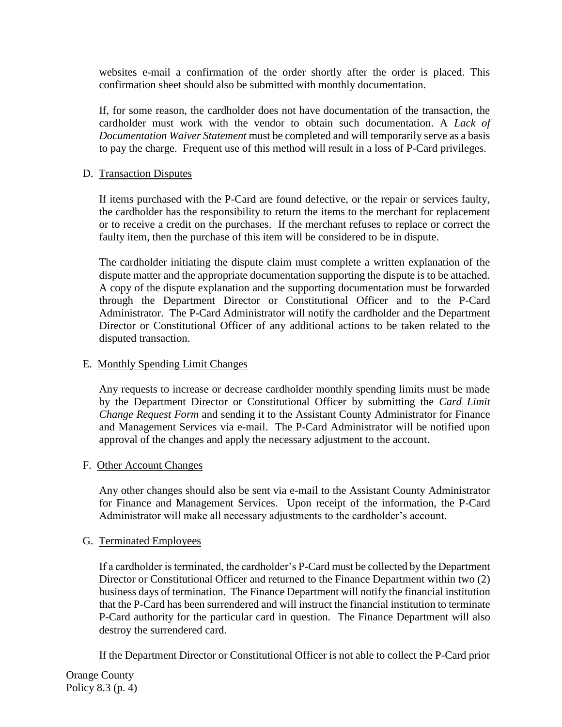websites e-mail a confirmation of the order shortly after the order is placed. This confirmation sheet should also be submitted with monthly documentation.

If, for some reason, the cardholder does not have documentation of the transaction, the cardholder must work with the vendor to obtain such documentation. A *Lack of Documentation Waiver Statement* must be completed and will temporarily serve as a basis to pay the charge. Frequent use of this method will result in a loss of P-Card privileges.

D. Transaction Disputes

If items purchased with the P-Card are found defective, or the repair or services faulty, the cardholder has the responsibility to return the items to the merchant for replacement or to receive a credit on the purchases. If the merchant refuses to replace or correct the faulty item, then the purchase of this item will be considered to be in dispute.

The cardholder initiating the dispute claim must complete a written explanation of the dispute matter and the appropriate documentation supporting the dispute is to be attached. A copy of the dispute explanation and the supporting documentation must be forwarded through the Department Director or Constitutional Officer and to the P-Card Administrator. The P-Card Administrator will notify the cardholder and the Department Director or Constitutional Officer of any additional actions to be taken related to the disputed transaction.

E. Monthly Spending Limit Changes

Any requests to increase or decrease cardholder monthly spending limits must be made by the Department Director or Constitutional Officer by submitting the *Card Limit Change Request Form* and sending it to the Assistant County Administrator for Finance and Management Services via e-mail. The P-Card Administrator will be notified upon approval of the changes and apply the necessary adjustment to the account.

F. Other Account Changes

Any other changes should also be sent via e-mail to the Assistant County Administrator for Finance and Management Services. Upon receipt of the information, the P-Card Administrator will make all necessary adjustments to the cardholder's account.

G. Terminated Employees

If a cardholder is terminated, the cardholder's P-Card must be collected by the Department Director or Constitutional Officer and returned to the Finance Department within two (2) business days of termination. The Finance Department will notify the financial institution that the P-Card has been surrendered and will instruct the financial institution to terminate P-Card authority for the particular card in question. The Finance Department will also destroy the surrendered card.

If the Department Director or Constitutional Officer is not able to collect the P-Card prior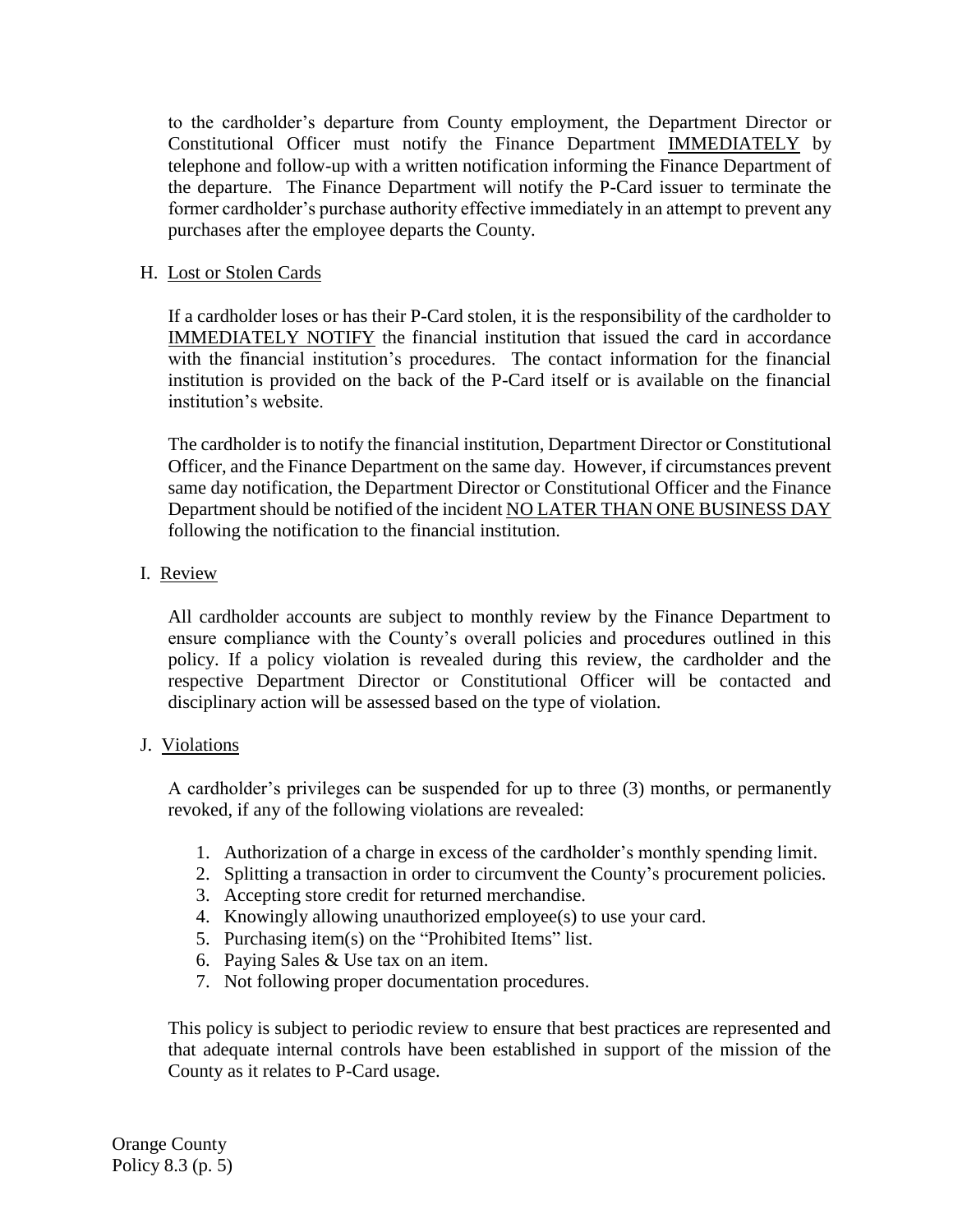to the cardholder's departure from County employment, the Department Director or Constitutional Officer must notify the Finance Department <u>IMMEDIATELY</u> by telephone and follow-up with a written notification informing the Finance Department of the departure. The Finance Department will notify the P-Card issuer to terminate the former cardholder's purchase authority effective immediately in an attempt to prevent any purchases after the employee departs the County.

H. <u>Lost or Stolen Cards</u>

If a cardholder loses or has their P-Card stolen, it is the responsibility of the cardholder to <u>IMMEDIATELY NOTIFY</u> the financial institution that issued the card in accordance with the financial institution's procedures. The contact information for the financial institution is provided on the back of the P-Card itself or is available on the financial institution's website.

The cardholder is to notify the financial institution, Department Director or Constitutional Officer, and the Finance Department on the same day. However, if circumstances prevent same day notification, the Department Director or Constitutional Officer and the Finance Department should be notified of the incident <u>NO LATER THAN ONE BUSINESS DAY</u> following the notification to the financial institution.

I. <u>Review</u>

All cardholder accounts are subject to monthly review by the Finance Department to ensure compliance with the County's overall policies and procedures outlined in this policy. If a policy violation is revealed during this review, the cardholder and the respective Department Director or Constitutional Officer will be contacted and disciplinary action will be assessed based on the type of violation.

J. <u>Violations</u>

A cardholder's privileges can be suspended for up to three (3) months, or permanently revoked, if any of the following violations are revealed:

1. Authorization of a charge in excess of the cardholder's monthly spending limit.
2. Splitting a transaction in order to circumvent the County's procurement policies.
3. Accepting store credit for returned merchandise.
4. Knowingly allowing unauthorized employee(s) to use your card.
5. Purchasing item(s) on the "Prohibited Items" list.
6. Paying Sales & Use tax on an item.
7. Not following proper documentation procedures.

This policy is subject to periodic review to ensure that best practices are represented and that adequate internal controls have been established in support of the mission of the County as it relates to P-Card usage.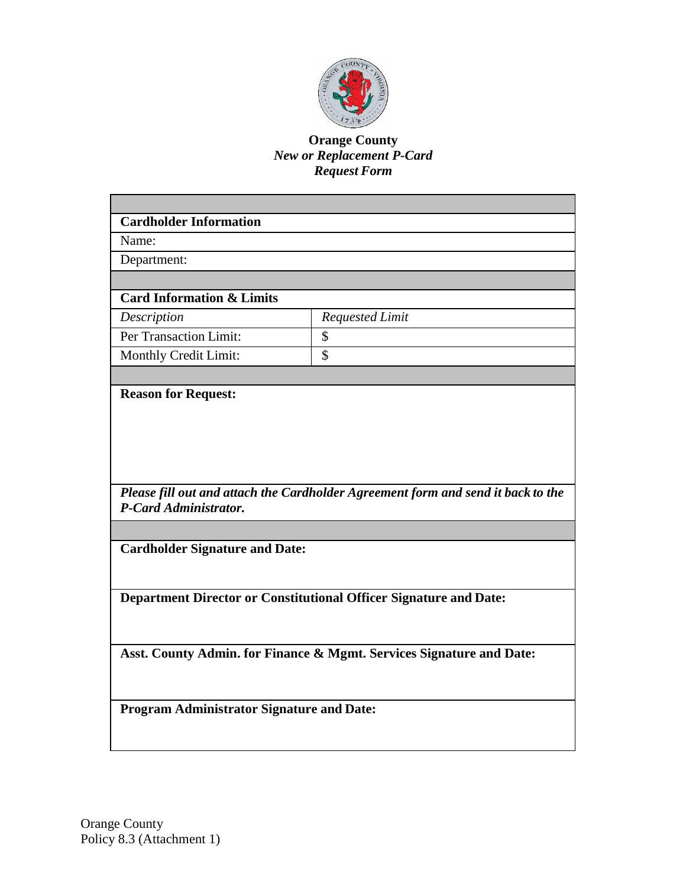**Orange County**
***New or Replacement P-Card***
***Request Form***

| | |
|---|---|
| **Cardholder Information** | |
| Name: | |
| Department: | |
| | |
| **Card Information & Limits** | |
| *Description* | *Requested Limit* |
| Per Transaction Limit: | $ |
| Monthly Credit Limit: | $ |
| | |
| **Reason for Request:** | |
| ***Please fill out and attach the Cardholder Agreement form and send it back to the P-Card Administrator.*** | |
| | |
| **Cardholder Signature and Date:** | |
| **Department Director or Constitutional Officer Signature and Date:** | |
| **Asst. County Admin. for Finance & Mgmt. Services Signature and Date:** | |
| **Program Administrator Signature and Date:** | |

Orange County
Policy 8.3 (Attachment 1)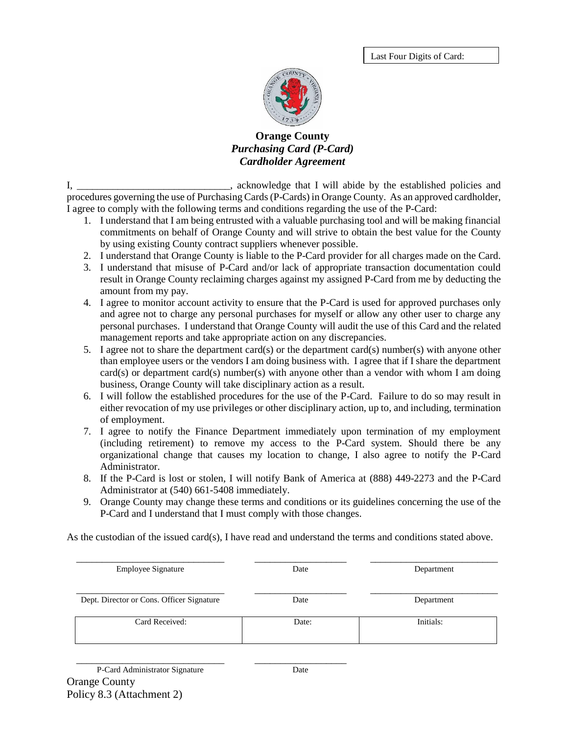Last Four Digits of Card:

**Orange County**
***Purchasing Card (P-Card)***
***Cardholder Agreement***

I, ______________________________, acknowledge that I will abide by the established policies and procedures governing the use of Purchasing Cards (P-Cards) in Orange County. As an approved cardholder, I agree to comply with the following terms and conditions regarding the use of the P-Card:

1. I understand that I am being entrusted with a valuable purchasing tool and will be making financial commitments on behalf of Orange County and will strive to obtain the best value for the County by using existing County contract suppliers whenever possible.
2. I understand that Orange County is liable to the P-Card provider for all charges made on the Card.
3. I understand that misuse of P-Card and/or lack of appropriate transaction documentation could result in Orange County reclaiming charges against my assigned P-Card from me by deducting the amount from my pay.
4. I agree to monitor account activity to ensure that the P-Card is used for approved purchases only and agree not to charge any personal purchases for myself or allow any other user to charge any personal purchases. I understand that Orange County will audit the use of this Card and the related management reports and take appropriate action on any discrepancies.
5. I agree not to share the department card(s) or the department card(s) number(s) with anyone other than employee users or the vendors I am doing business with. I agree that if I share the department card(s) or department card(s) number(s) with anyone other than a vendor with whom I am doing business, Orange County will take disciplinary action as a result.
6. I will follow the established procedures for the use of the P-Card. Failure to do so may result in either revocation of my use privileges or other disciplinary action, up to, and including, termination of employment.
7. I agree to notify the Finance Department immediately upon termination of my employment (including retirement) to remove my access to the P-Card system. Should there be any organizational change that causes my location to change, I also agree to notify the P-Card Administrator.
8. If the P-Card is lost or stolen, I will notify Bank of America at (888) 449-2273 and the P-Card Administrator at (540) 661-5408 immediately.
9. Orange County may change these terms and conditions or its guidelines concerning the use of the P-Card and I understand that I must comply with those changes.

As the custodian of the issued card(s), I have read and understand the terms and conditions stated above.

______________________________ ____________________ ____________________________
Employee Signature | Date | Department

______________________________ ____________________ ____________________________
Dept. Director or Cons. Officer Signature | Date | Department

| Card Received: | Date: | Initials: |
|---|---|---|
| | | |

______________________________ ____________________
P-Card Administrator Signature | Date

Orange County
Policy 8.3 (Attachment 2)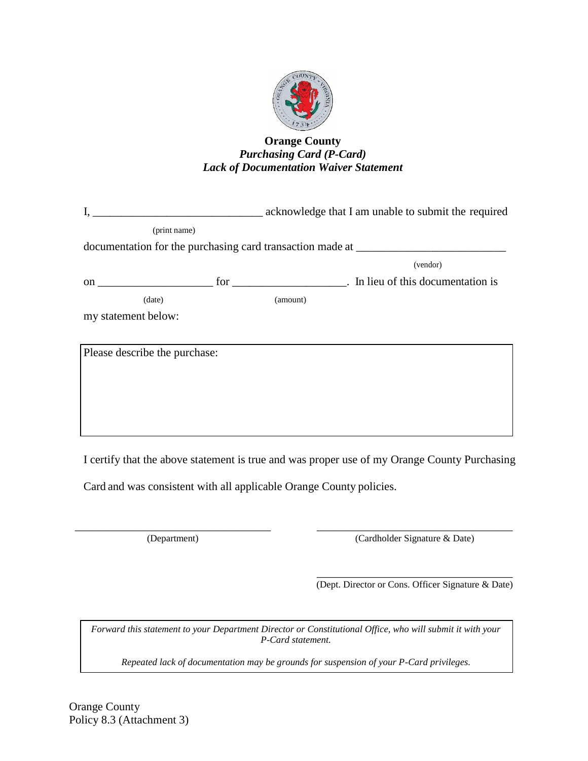**Orange County**
***Purchasing Card (P-Card)***
***Lack of Documentation Waiver Statement***

I, ______________________________ acknowledge that I am unable to submit the required
(print name)

documentation for the purchasing card transaction made at __________________________
(vendor)

on ____________________ for ____________________. In lieu of this documentation is
(date) (amount)

my statement below:

| Please describe the purchase: |
|---|
| |

I certify that the above statement is true and was proper use of my Orange County Purchasing Card and was consistent with all applicable Orange County policies.

___________________________________ (Department)

___________________________________ (Cardholder Signature & Date)

___________________________________ (Dept. Director or Cons. Officer Signature & Date)

| *Forward this statement to your Department Director or Constitutional Office, who will submit it with your P-Card statement.*<br><br>*Repeated lack of documentation may be grounds for suspension of your P-Card privileges.* |
|---|

Orange County
Policy 8.3 (Attachment 3)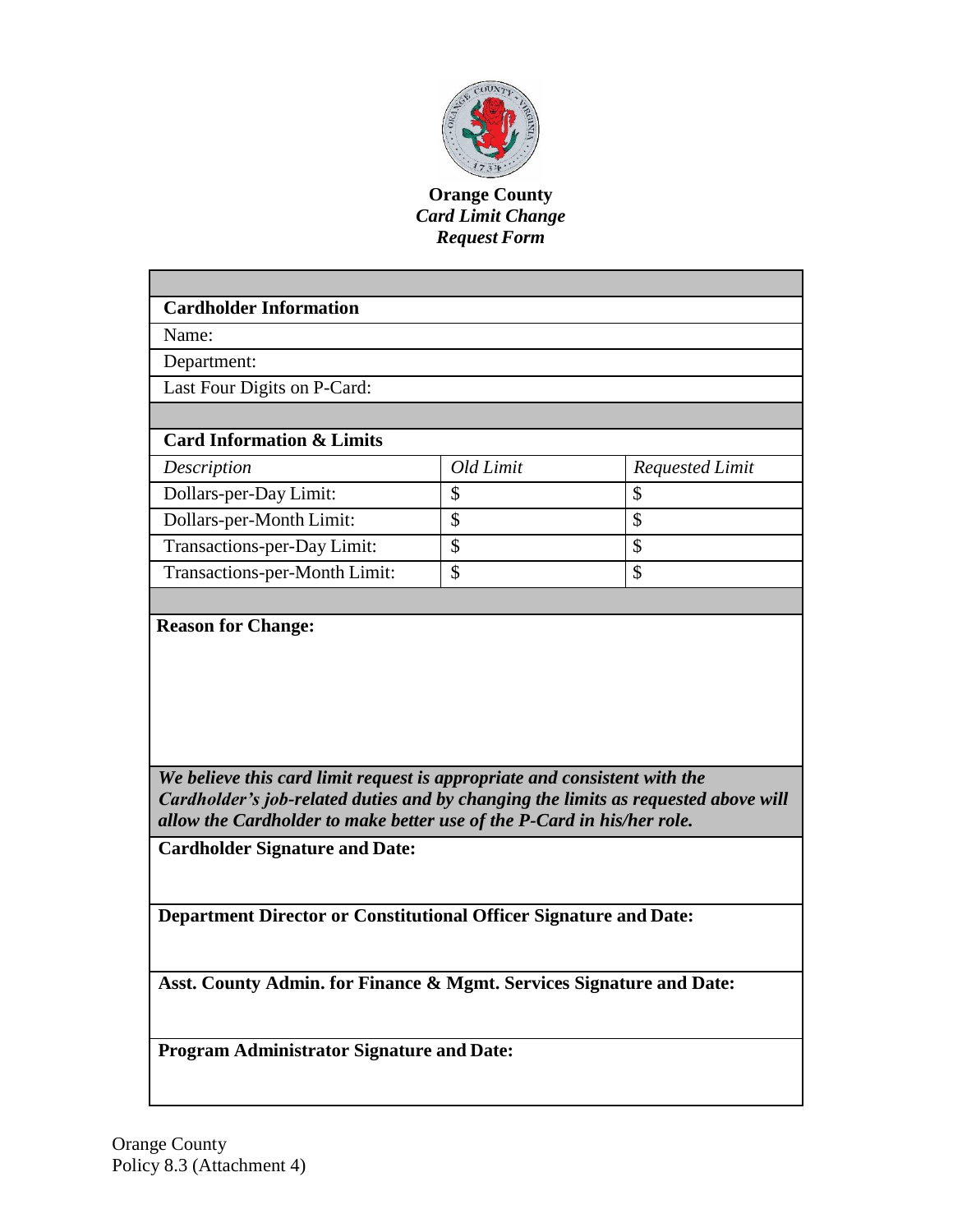**Orange County**
***Card Limit Change***
***Request Form***

| | | |
|---|---|---|
| **Cardholder Information** | | |
| Name: | | |
| Department: | | |
| Last Four Digits on P-Card: | | |
| | | |
| **Card Information & Limits** | | |
| *Description* | *Old Limit* | *Requested Limit* |
| Dollars-per-Day Limit: | $ | $ |
| Dollars-per-Month Limit: | $ | $ |
| Transactions-per-Day Limit: | $ | $ |
| Transactions-per-Month Limit: | $ | $ |
| | | |
| **Reason for Change:** | | |
| ***We believe this card limit request is appropriate and consistent with the Cardholder's job-related duties and by changing the limits as requested above will allow the Cardholder to make better use of the P-Card in his/her role.*** | | |
| **Cardholder Signature and Date:** | | |
| **Department Director or Constitutional Officer Signature and Date:** | | |
| **Asst. County Admin. for Finance & Mgmt. Services Signature and Date:** | | |
| **Program Administrator Signature and Date:** | | |

Orange County
Policy 8.3 (Attachment 4)